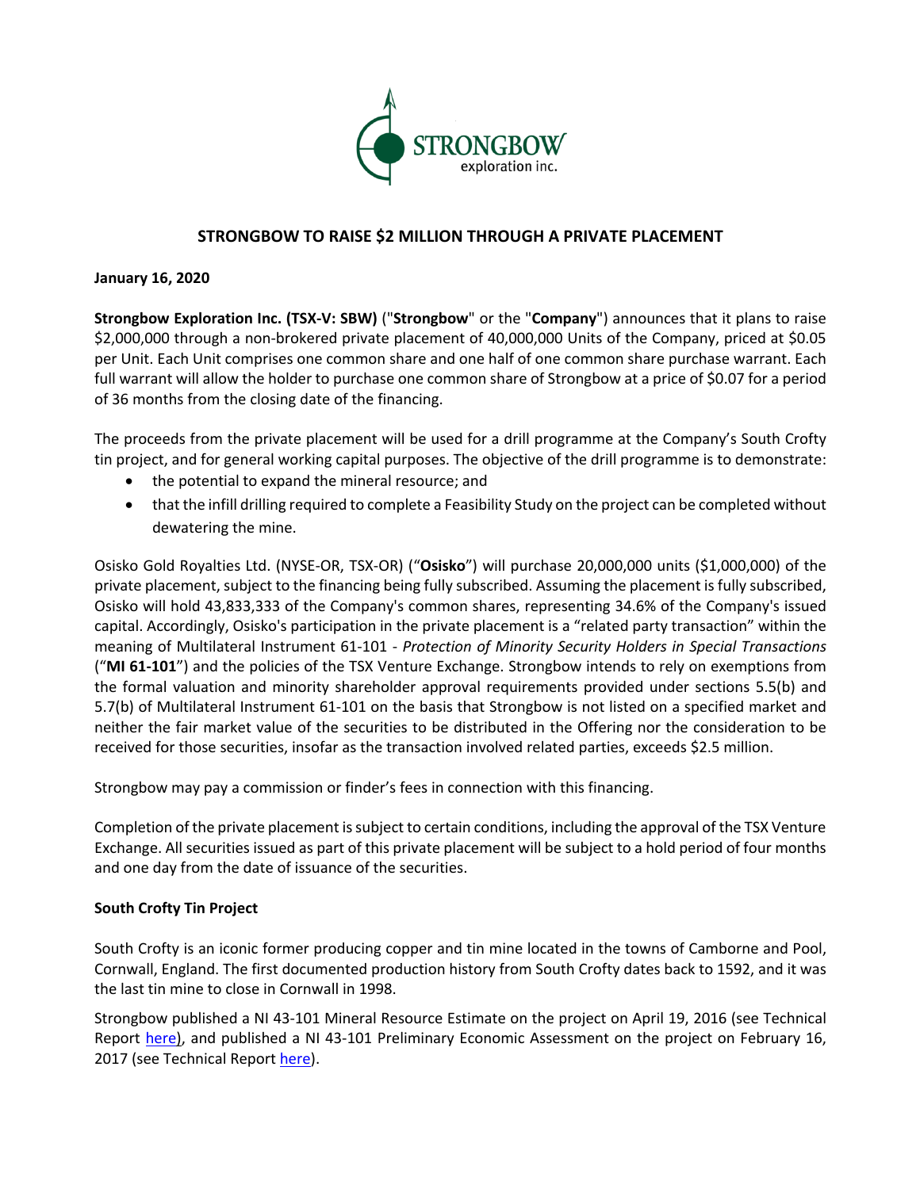# STRONGBOW TO RAISE $2 MILLION THROUGH A PRIVATE PLACEMENT

**January 16, 2020**

**Strongbow Exploration Inc. (TSX-V: SBW)** ("**Strongbow**" or the "**Company**") announces that it plans to raise $2,000,000 through a non-brokered private placement of 40,000,000 Units of the Company, priced at $0.05 per Unit. Each Unit comprises one common share and one half of one common share purchase warrant. Each full warrant will allow the holder to purchase one common share of Strongbow at a price of $0.07 for a period of 36 months from the closing date of the financing.

The proceeds from the private placement will be used for a drill programme at the Company's South Crofty tin project, and for general working capital purposes. The objective of the drill programme is to demonstrate:

- the potential to expand the mineral resource; and
- that the infill drilling required to complete a Feasibility Study on the project can be completed without dewatering the mine.

Osisko Gold Royalties Ltd. (NYSE-OR, TSX-OR) ("**Osisko**") will purchase 20,000,000 units ($1,000,000) of the private placement, subject to the financing being fully subscribed. Assuming the placement is fully subscribed, Osisko will hold 43,833,333 of the Company's common shares, representing 34.6% of the Company's issued capital. Accordingly, Osisko's participation in the private placement is a "related party transaction" within the meaning of Multilateral Instrument 61-101 - *Protection of Minority Security Holders in Special Transactions* ("**MI 61-101**") and the policies of the TSX Venture Exchange. Strongbow intends to rely on exemptions from the formal valuation and minority shareholder approval requirements provided under sections 5.5(b) and 5.7(b) of Multilateral Instrument 61-101 on the basis that Strongbow is not listed on a specified market and neither the fair market value of the securities to be distributed in the Offering nor the consideration to be received for those securities, insofar as the transaction involved related parties, exceeds $2.5 million.

Strongbow may pay a commission or finder's fees in connection with this financing.

Completion of the private placement is subject to certain conditions, including the approval of the TSX Venture Exchange. All securities issued as part of this private placement will be subject to a hold period of four months and one day from the date of issuance of the securities.

## South Crofty Tin Project

South Crofty is an iconic former producing copper and tin mine located in the towns of Camborne and Pool, Cornwall, England. The first documented production history from South Crofty dates back to 1592, and it was the last tin mine to close in Cornwall in 1998.

Strongbow published a NI 43-101 Mineral Resource Estimate on the project on April 19, 2016 (see Technical Report here), and published a NI 43-101 Preliminary Economic Assessment on the project on February 16, 2017 (see Technical Report here).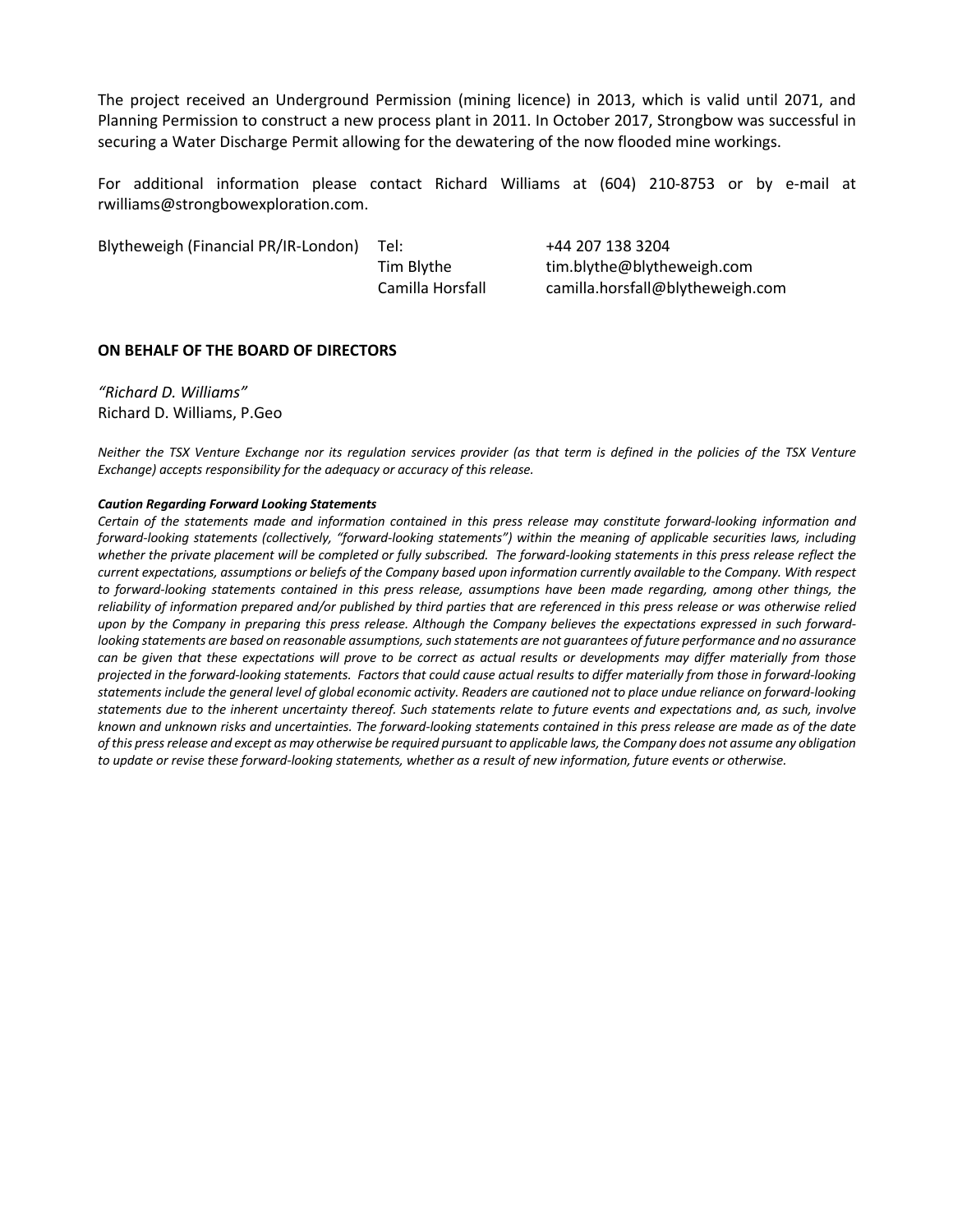The project received an Underground Permission (mining licence) in 2013, which is valid until 2071, and Planning Permission to construct a new process plant in 2011. In October 2017, Strongbow was successful in securing a Water Discharge Permit allowing for the dewatering of the now flooded mine workings.

For additional information please contact Richard Williams at (604) 210-8753 or by e-mail at rwilliams@strongbowexploration.com.

| | | |
|---|---|---|
| Blytheweigh (Financial PR/IR-London) | Tel: | +44 207 138 3204 |
| | Tim Blythe | tim.blythe@blytheweigh.com |
| | Camilla Horsfall | camilla.horsfall@blytheweigh.com |

**ON BEHALF OF THE BOARD OF DIRECTORS**

*"Richard D. Williams"*
Richard D. Williams, P.Geo

*Neither the TSX Venture Exchange nor its regulation services provider (as that term is defined in the policies of the TSX Venture Exchange) accepts responsibility for the adequacy or accuracy of this release.*

***Caution Regarding Forward Looking Statements***

*Certain of the statements made and information contained in this press release may constitute forward-looking information and forward-looking statements (collectively, "forward-looking statements") within the meaning of applicable securities laws, including whether the private placement will be completed or fully subscribed. The forward-looking statements in this press release reflect the current expectations, assumptions or beliefs of the Company based upon information currently available to the Company. With respect to forward-looking statements contained in this press release, assumptions have been made regarding, among other things, the reliability of information prepared and/or published by third parties that are referenced in this press release or was otherwise relied upon by the Company in preparing this press release. Although the Company believes the expectations expressed in such forward-looking statements are based on reasonable assumptions, such statements are not guarantees of future performance and no assurance can be given that these expectations will prove to be correct as actual results or developments may differ materially from those projected in the forward-looking statements. Factors that could cause actual results to differ materially from those in forward-looking statements include the general level of global economic activity. Readers are cautioned not to place undue reliance on forward-looking statements due to the inherent uncertainty thereof. Such statements relate to future events and expectations and, as such, involve known and unknown risks and uncertainties. The forward-looking statements contained in this press release are made as of the date of this press release and except as may otherwise be required pursuant to applicable laws, the Company does not assume any obligation to update or revise these forward-looking statements, whether as a result of new information, future events or otherwise.*